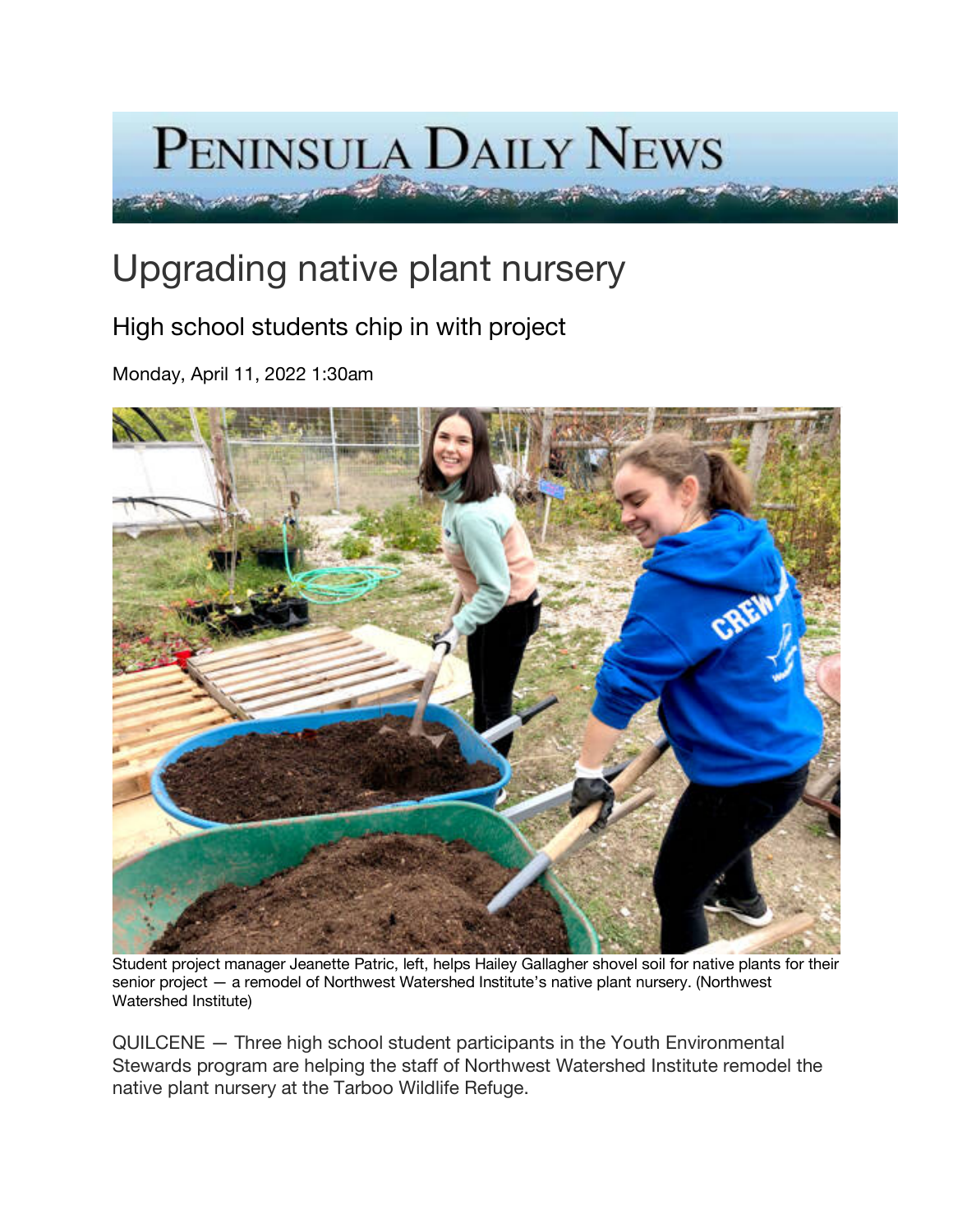# Peninsula Daily News

# Upgrading native plant nursery

## High school students chip in with project

Monday, April 11, 2022 1:30am

Student project manager Jeanette Patric, left, helps Hailey Gallagher shovel soil for native plants for their senior project — a remodel of Northwest Watershed Institute's native plant nursery. (Northwest Watershed Institute)

QUILCENE — Three high school student participants in the Youth Environmental Stewards program are helping the staff of Northwest Watershed Institute remodel the native plant nursery at the Tarboo Wildlife Refuge.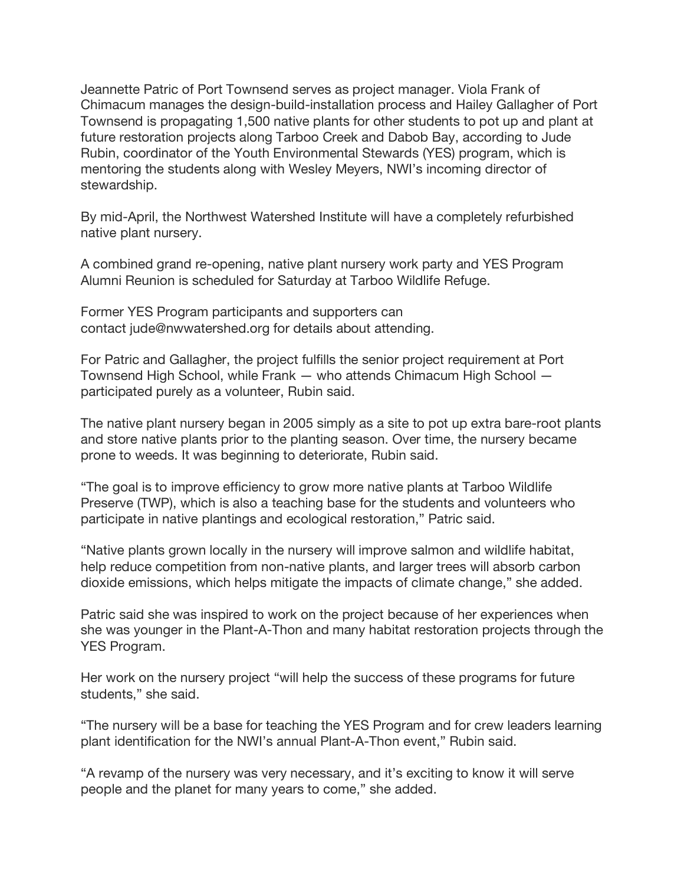Jeannette Patric of Port Townsend serves as project manager. Viola Frank of Chimacum manages the design-build-installation process and Hailey Gallagher of Port Townsend is propagating 1,500 native plants for other students to pot up and plant at future restoration projects along Tarboo Creek and Dabob Bay, according to Jude Rubin, coordinator of the Youth Environmental Stewards (YES) program, which is mentoring the students along with Wesley Meyers, NWI's incoming director of stewardship.

By mid-April, the Northwest Watershed Institute will have a completely refurbished native plant nursery.

A combined grand re-opening, native plant nursery work party and YES Program Alumni Reunion is scheduled for Saturday at Tarboo Wildlife Refuge.

Former YES Program participants and supporters can contact jude@nwwatershed.org for details about attending.

For Patric and Gallagher, the project fulfills the senior project requirement at Port Townsend High School, while Frank — who attends Chimacum High School — participated purely as a volunteer, Rubin said.

The native plant nursery began in 2005 simply as a site to pot up extra bare-root plants and store native plants prior to the planting season. Over time, the nursery became prone to weeds. It was beginning to deteriorate, Rubin said.

"The goal is to improve efficiency to grow more native plants at Tarboo Wildlife Preserve (TWP), which is also a teaching base for the students and volunteers who participate in native plantings and ecological restoration," Patric said.

"Native plants grown locally in the nursery will improve salmon and wildlife habitat, help reduce competition from non-native plants, and larger trees will absorb carbon dioxide emissions, which helps mitigate the impacts of climate change," she added.

Patric said she was inspired to work on the project because of her experiences when she was younger in the Plant-A-Thon and many habitat restoration projects through the YES Program.

Her work on the nursery project "will help the success of these programs for future students," she said.

"The nursery will be a base for teaching the YES Program and for crew leaders learning plant identification for the NWI's annual Plant-A-Thon event," Rubin said.

"A revamp of the nursery was very necessary, and it's exciting to know it will serve people and the planet for many years to come," she added.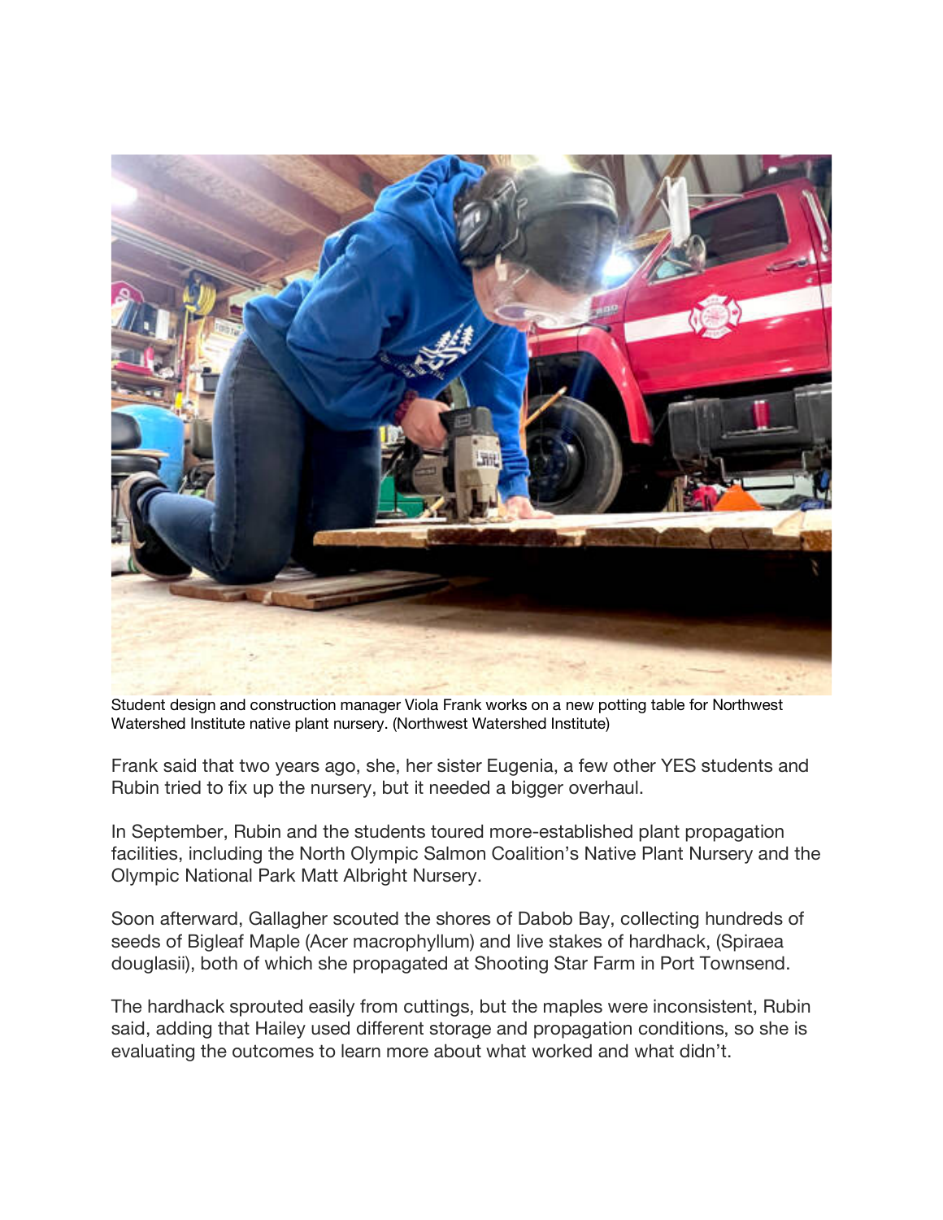Student design and construction manager Viola Frank works on a new potting table for Northwest Watershed Institute native plant nursery. (Northwest Watershed Institute)

Frank said that two years ago, she, her sister Eugenia, a few other YES students and Rubin tried to fix up the nursery, but it needed a bigger overhaul.

In September, Rubin and the students toured more-established plant propagation facilities, including the North Olympic Salmon Coalition's Native Plant Nursery and the Olympic National Park Matt Albright Nursery.

Soon afterward, Gallagher scouted the shores of Dabob Bay, collecting hundreds of seeds of Bigleaf Maple (Acer macrophyllum) and live stakes of hardhack, (Spiraea douglasii), both of which she propagated at Shooting Star Farm in Port Townsend.

The hardhack sprouted easily from cuttings, but the maples were inconsistent, Rubin said, adding that Hailey used different storage and propagation conditions, so she is evaluating the outcomes to learn more about what worked and what didn't.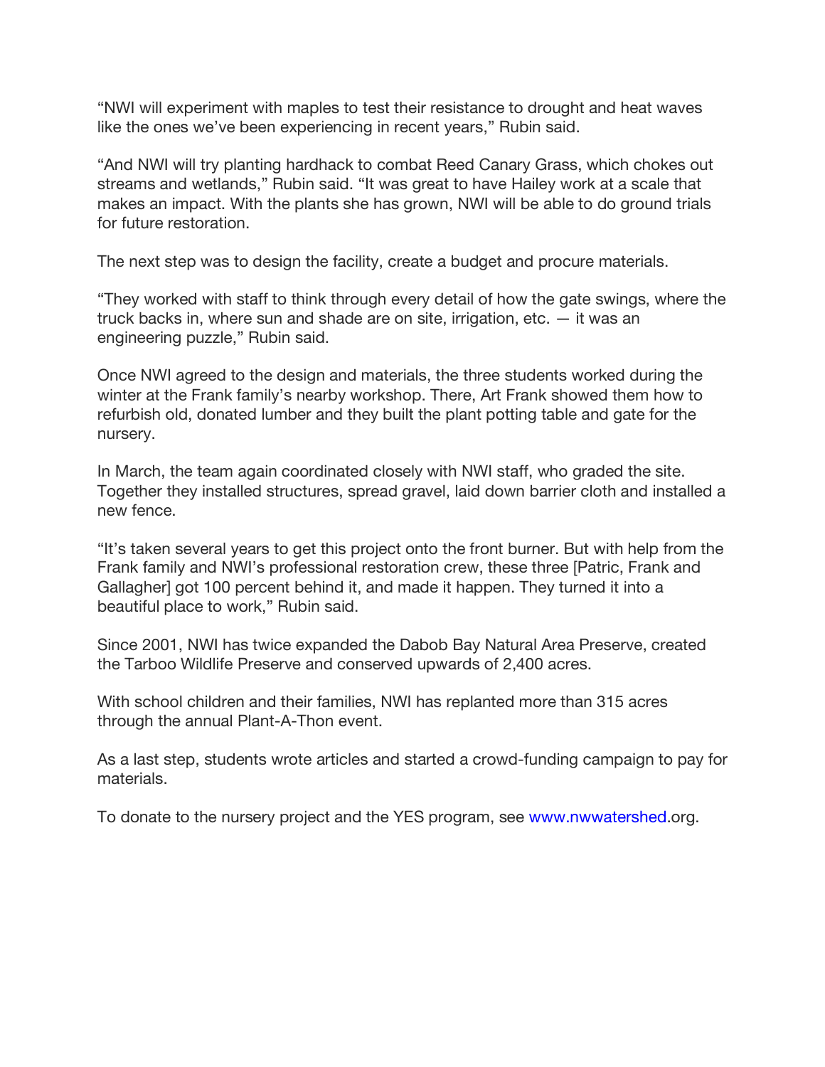"NWI will experiment with maples to test their resistance to drought and heat waves like the ones we've been experiencing in recent years," Rubin said.

"And NWI will try planting hardhack to combat Reed Canary Grass, which chokes out streams and wetlands," Rubin said. "It was great to have Hailey work at a scale that makes an impact. With the plants she has grown, NWI will be able to do ground trials for future restoration.

The next step was to design the facility, create a budget and procure materials.

"They worked with staff to think through every detail of how the gate swings, where the truck backs in, where sun and shade are on site, irrigation, etc. — it was an engineering puzzle," Rubin said.

Once NWI agreed to the design and materials, the three students worked during the winter at the Frank family's nearby workshop. There, Art Frank showed them how to refurbish old, donated lumber and they built the plant potting table and gate for the nursery.

In March, the team again coordinated closely with NWI staff, who graded the site. Together they installed structures, spread gravel, laid down barrier cloth and installed a new fence.

"It's taken several years to get this project onto the front burner. But with help from the Frank family and NWI's professional restoration crew, these three [Patric, Frank and Gallagher] got 100 percent behind it, and made it happen. They turned it into a beautiful place to work," Rubin said.

Since 2001, NWI has twice expanded the Dabob Bay Natural Area Preserve, created the Tarboo Wildlife Preserve and conserved upwards of 2,400 acres.

With school children and their families, NWI has replanted more than 315 acres through the annual Plant-A-Thon event.

As a last step, students wrote articles and started a crowd-funding campaign to pay for materials.

To donate to the nursery project and the YES program, see www.nwwatershed.org.